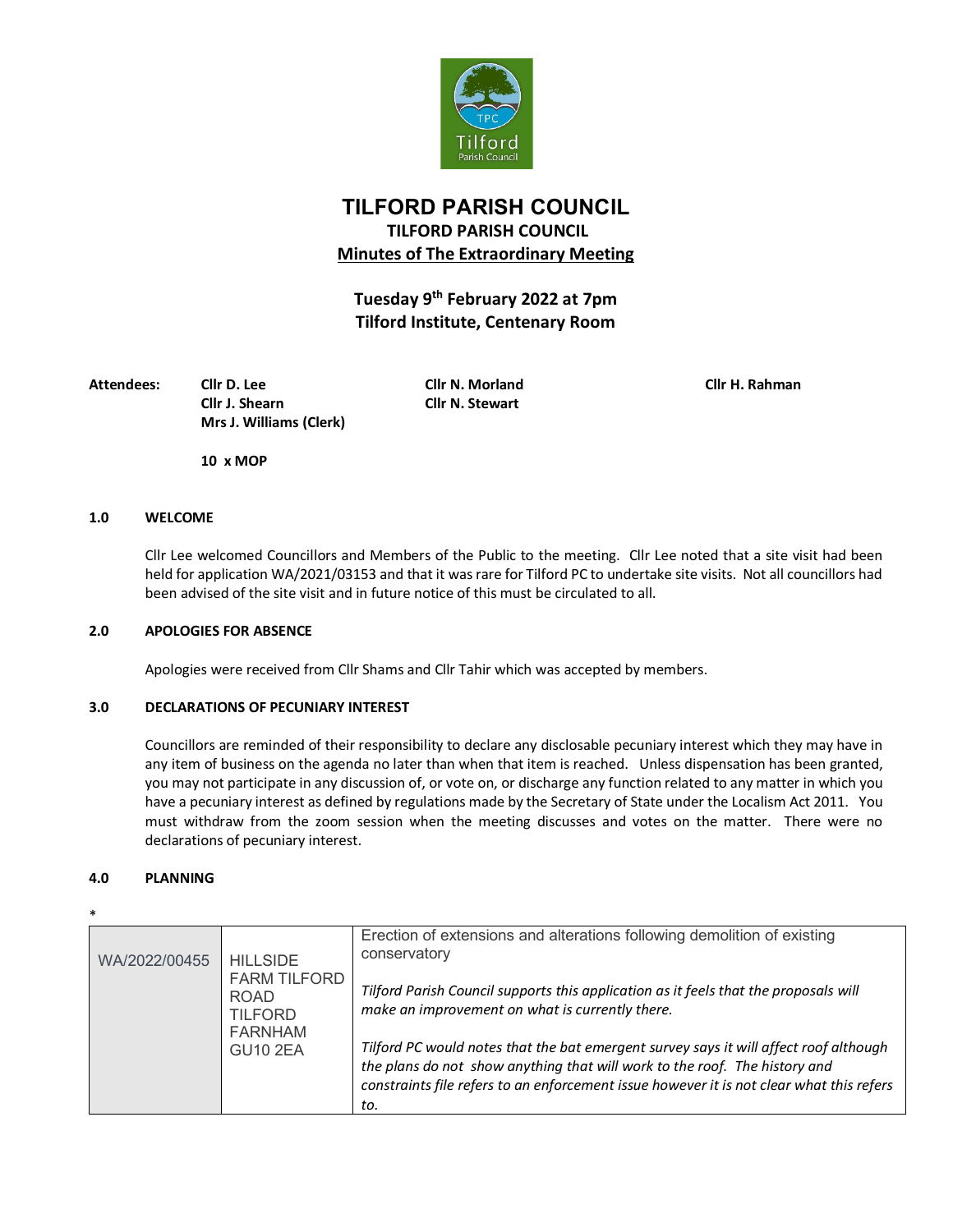# TILFORD PARISH COUNCIL

## TILFORD PARISH COUNCIL

## Minutes of The Extraordinary Meeting

### Tuesday 9th February 2022 at 7pm
### Tilford Institute, Centenary Room

**Attendees:** **Cllr D. Lee**, **Cllr N. Morland**, **Cllr H. Rahman**, **Cllr J. Shearn**, **Cllr N. Stewart**, **Mrs J. Williams (Clerk)**

**10 x MOP**

**1.0 WELCOME**

Cllr Lee welcomed Councillors and Members of the Public to the meeting. Cllr Lee noted that a site visit had been held for application WA/2021/03153 and that it was rare for Tilford PC to undertake site visits. Not all councillors had been advised of the site visit and in future notice of this must be circulated to all.

**2.0 APOLOGIES FOR ABSENCE**

Apologies were received from Cllr Shams and Cllr Tahir which was accepted by members.

**3.0 DECLARATIONS OF PECUNIARY INTEREST**

Councillors are reminded of their responsibility to declare any disclosable pecuniary interest which they may have in any item of business on the agenda no later than when that item is reached. Unless dispensation has been granted, you may not participate in any discussion of, or vote on, or discharge any function related to any matter in which you have a pecuniary interest as defined by regulations made by the Secretary of State under the Localism Act 2011. You must withdraw from the zoom session when the meeting discusses and votes on the matter. There were no declarations of pecuniary interest.

**4.0 PLANNING**

*

| WA/2022/00455 | HILLSIDE FARM TILFORD ROAD TILFORD FARNHAM GU10 2EA | Erection of extensions and alterations following demolition of existing conservatory<br><br>*Tilford Parish Council supports this application as it feels that the proposals will make an improvement on what is currently there.*<br><br>*Tilford PC would notes that the bat emergent survey says it will affect roof although the plans do not show anything that will work to the roof. The history and constraints file refers to an enforcement issue however it is not clear what this refers to.* |
|---|---|---|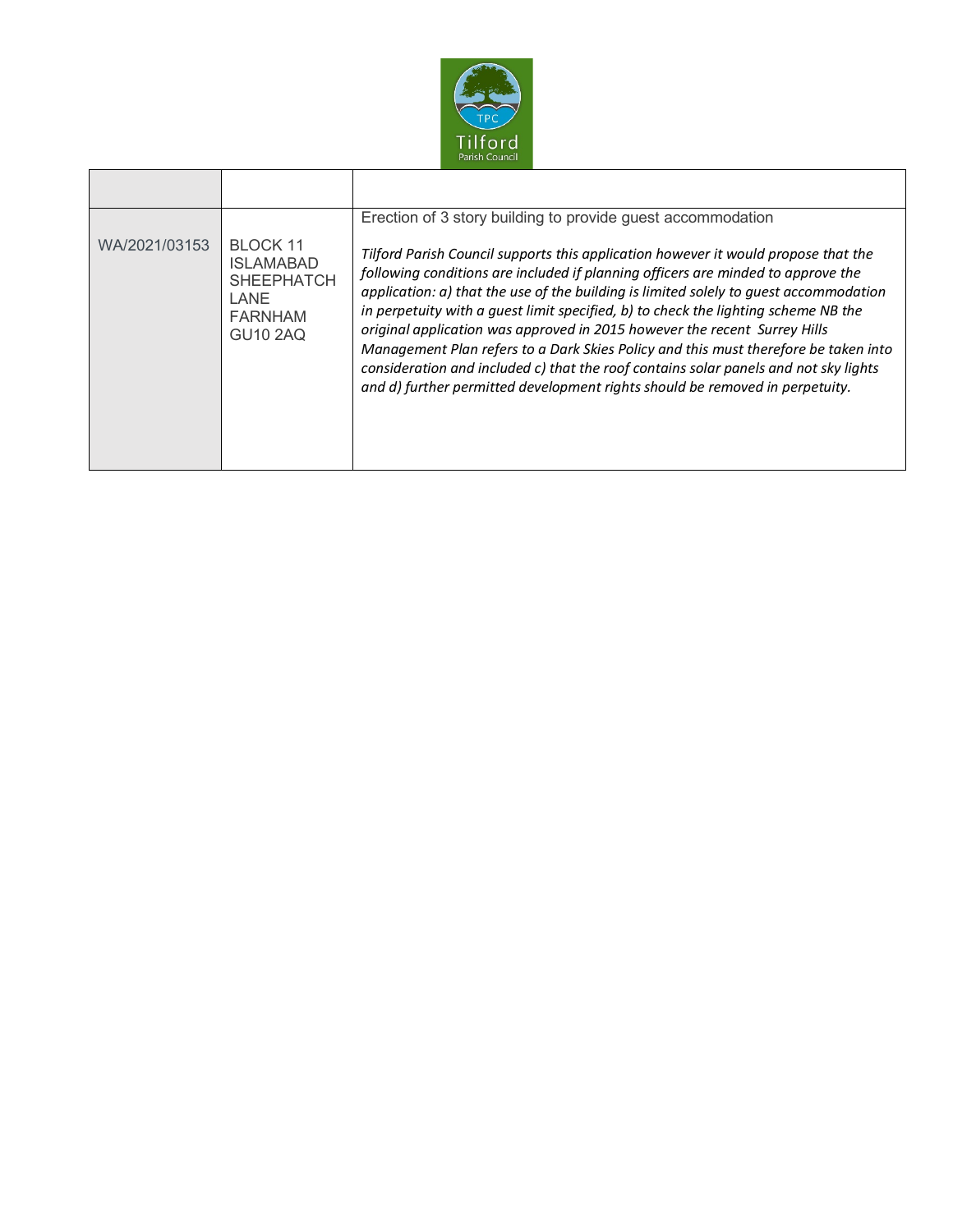| | | |
|---|---|---|
| WA/2021/03153 | BLOCK 11 ISLAMABAD SHEEPHATCH LANE FARNHAM GU10 2AQ | Erection of 3 story building to provide guest accommodation<br><br>*Tilford Parish Council supports this application however it would propose that the following conditions are included if planning officers are minded to approve the application: a) that the use of the building is limited solely to guest accommodation in perpetuity with a guest limit specified, b) to check the lighting scheme NB the original application was approved in 2015 however the recent Surrey Hills Management Plan refers to a Dark Skies Policy and this must therefore be taken into consideration and included c) that the roof contains solar panels and not sky lights and d) further permitted development rights should be removed in perpetuity.* |